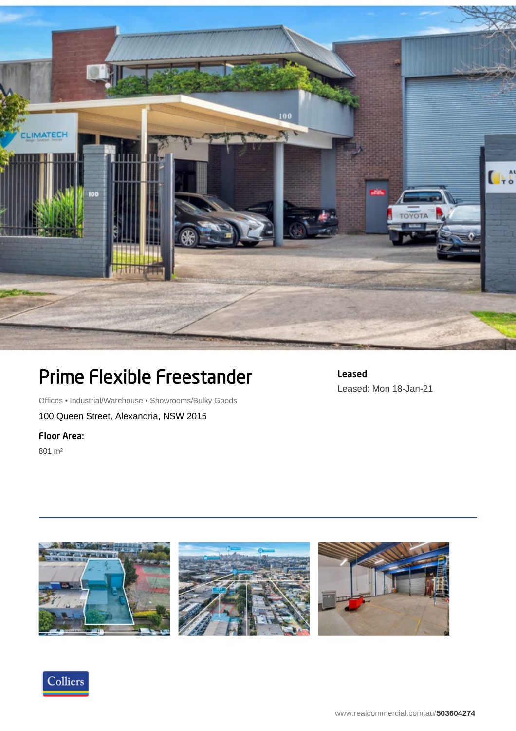# Prime Flexible Freestander

Offices • Industrial/Warehouse • Showrooms/Bulky Goods

100 Queen Street, Alexandria, NSW 2015

**Floor Area:**

801 m²

**Leased**

Leased: Mon 18-Jan-21

www.realcommercial.com.au/**503604274**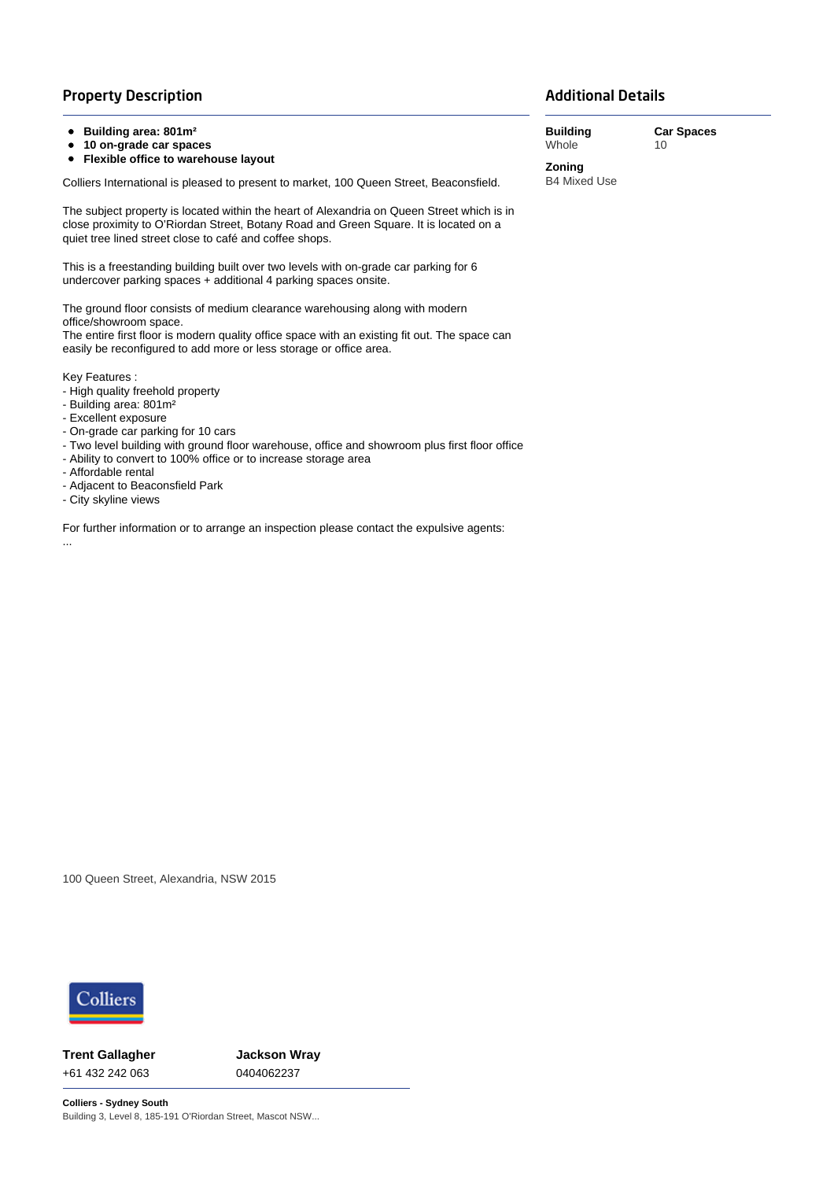## Property Description

- **Building area: 801m²**
- **10 on-grade car spaces**
- **Flexible office to warehouse layout**

Colliers International is pleased to present to market, 100 Queen Street, Beaconsfield.

The subject property is located within the heart of Alexandria on Queen Street which is in close proximity to O'Riordan Street, Botany Road and Green Square. It is located on a quiet tree lined street close to café and coffee shops.

This is a freestanding building built over two levels with on-grade car parking for 6 undercover parking spaces + additional 4 parking spaces onsite.

The ground floor consists of medium clearance warehousing along with modern office/showroom space.
The entire first floor is modern quality office space with an existing fit out. The space can easily be reconfigured to add more or less storage or office area.

Key Features :
- High quality freehold property
- Building area: 801m²
- Excellent exposure
- On-grade car parking for 10 cars
- Two level building with ground floor warehouse, office and showroom plus first floor office
- Ability to convert to 100% office or to increase storage area
- Affordable rental
- Adjacent to Beaconsfield Park
- City skyline views

For further information or to arrange an inspection please contact the expulsive agents:
...

## Additional Details

**Building**
Whole

**Car Spaces**
10

**Zoning**
B4 Mixed Use

100 Queen Street, Alexandria, NSW 2015

Colliers

**Trent Gallagher**
+61 432 242 063

**Jackson Wray**
0404062237

**Colliers - Sydney South**
Building 3, Level 8, 185-191 O'Riordan Street, Mascot NSW...